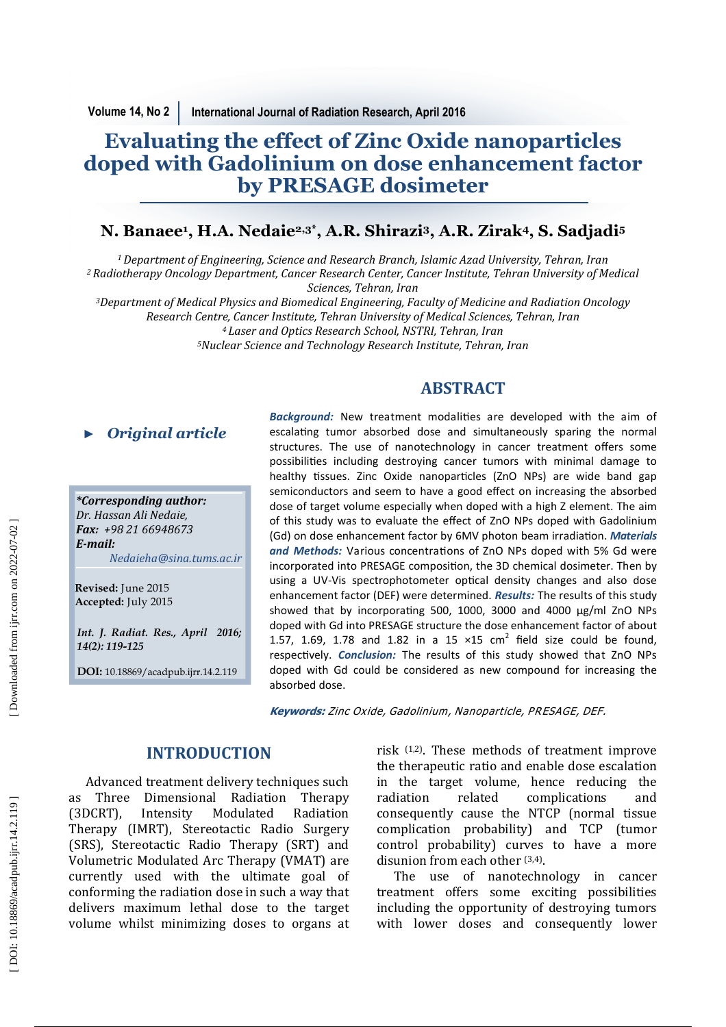# Evaluating the effect of Zinc Oxide nanoparticles doped with Gadolinium on dose enhancement factor by PRESAGE dosimeter

## N. Banaee[1], H.A. Nedaie[2,3*], A.R. Shirazi[3], A.R. Zirak[4], S. Sadjadi[5]

[1] Department of Engineering, Science and Research Branch, Islamic Azad University, Tehran, Iran
[2] Radiotherapy Oncology Department, Cancer Research Center, Cancer Institute, Tehran University of Medical Sciences, Tehran, Iran
[3] Department of Medical Physics and Biomedical Engineering, Faculty of Medicine and Radiation Oncology Research Centre, Cancer Institute, Tehran University of Medical Sciences, Tehran, Iran
[4] Laser and Optics Research School, NSTRI, Tehran, Iran
[5] Nuclear Science and Technology Research Institute, Tehran, Iran

► *Original article*

***Corresponding author:***
*Dr. Hassan Ali Nedaie,*
***Fax:*** *+98 21 66948673*
***E-mail:***
*Nedaieha@sina.tums.ac.ir*

**Revised:** June 2015
**Accepted:** July 2015

***Int. J. Radiat. Res., April 2016; 14(2): 119-125***

**DOI:** 10.18869/acadpub.ijrr.14.2.119

## ABSTRACT

***Background:*** New treatment modalities are developed with the aim of escalating tumor absorbed dose and simultaneously sparing the normal structures. The use of nanotechnology in cancer treatment offers some possibilities including destroying cancer tumors with minimal damage to healthy tissues. Zinc Oxide nanoparticles (ZnO NPs) are wide band gap semiconductors and seem to have a good effect on increasing the absorbed dose of target volume especially when doped with a high Z element. The aim of this study was to evaluate the effect of ZnO NPs doped with Gadolinium (Gd) on dose enhancement factor by 6MV photon beam irradiation. ***Materials and Methods:*** Various concentrations of ZnO NPs doped with 5% Gd were incorporated into PRESAGE composition, the 3D chemical dosimeter. Then by using a UV-Vis spectrophotometer optical density changes and also dose enhancement factor (DEF) were determined. ***Results:*** The results of this study showed that by incorporating 500, 1000, 3000 and 4000 µg/ml ZnO NPs doped with Gd into PRESAGE structure the dose enhancement factor of about 1.57, 1.69, 1.78 and 1.82 in a 15 ×15 $cm^2$ field size could be found, respectively. ***Conclusion:*** The results of this study showed that ZnO NPs doped with Gd could be considered as new compound for increasing the absorbed dose.

***Keywords:*** *Zinc Oxide, Gadolinium, Nanoparticle, PRESAGE, DEF.*

## INTRODUCTION

Advanced treatment delivery techniques such as Three Dimensional Radiation Therapy (3DCRT), Intensity Modulated Radiation Therapy (IMRT), Stereotactic Radio Surgery (SRS), Stereotactic Radio Therapy (SRT) and Volumetric Modulated Arc Therapy (VMAT) are currently used with the ultimate goal of conforming the radiation dose in such a way that delivers maximum lethal dose to the target volume whilst minimizing doses to organs at risk [1,2]. These methods of treatment improve the therapeutic ratio and enable dose escalation in the target volume, hence reducing the radiation related complications and consequently cause the NTCP (normal tissue complication probability) and TCP (tumor control probability) curves to have a more disunion from each other [3,4].

The use of nanotechnology in cancer treatment offers some exciting possibilities including the opportunity of destroying tumors with lower doses and consequently lower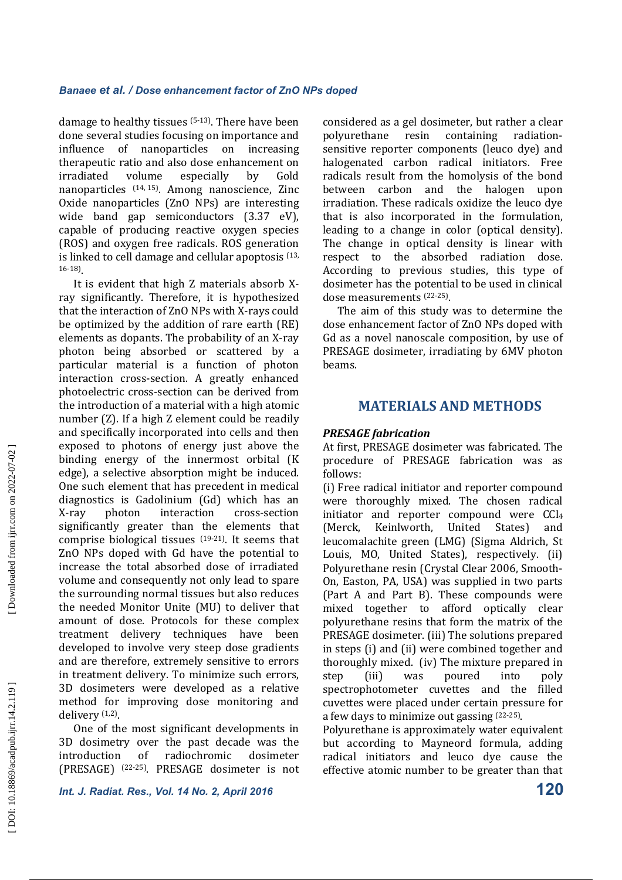damage to healthy tissues [5-13]. There have been done several studies focusing on importance and influence of nanoparticles on increasing therapeutic ratio and also dose enhancement on irradiated volume especially by Gold nanoparticles [14, 15]. Among nanoscience, Zinc Oxide nanoparticles (ZnO NPs) are interesting wide band gap semiconductors (3.37 eV), capable of producing reactive oxygen species (ROS) and oxygen free radicals. ROS generation is linked to cell damage and cellular apoptosis [13, 16-18].

It is evident that high Z materials absorb X-ray significantly. Therefore, it is hypothesized that the interaction of ZnO NPs with X-rays could be optimized by the addition of rare earth (RE) elements as dopants. The probability of an X-ray photon being absorbed or scattered by a particular material is a function of photon interaction cross-section. A greatly enhanced photoelectric cross-section can be derived from the introduction of a material with a high atomic number (Z). If a high Z element could be readily and specifically incorporated into cells and then exposed to photons of energy just above the binding energy of the innermost orbital (K edge), a selective absorption might be induced. One such element that has precedent in medical diagnostics is Gadolinium (Gd) which has an X-ray photon interaction cross-section significantly greater than the elements that comprise biological tissues [19-21]. It seems that ZnO NPs doped with Gd have the potential to increase the total absorbed dose of irradiated volume and consequently not only lead to spare the surrounding normal tissues but also reduces the needed Monitor Unite (MU) to deliver that amount of dose. Protocols for these complex treatment delivery techniques have been developed to involve very steep dose gradients and are therefore, extremely sensitive to errors in treatment delivery. To minimize such errors, 3D dosimeters were developed as a relative method for improving dose monitoring and delivery [1,2].

One of the most significant developments in 3D dosimetry over the past decade was the introduction of radiochromic dosimeter (PRESAGE) [22-25]. PRESAGE dosimeter is not considered as a gel dosimeter, but rather a clear polyurethane resin containing radiation-sensitive reporter components (leuco dye) and halogenated carbon radical initiators. Free radicals result from the homolysis of the bond between carbon and the halogen upon irradiation. These radicals oxidize the leuco dye that is also incorporated in the formulation, leading to a change in color (optical density). The change in optical density is linear with respect to the absorbed radiation dose. According to previous studies, this type of dosimeter has the potential to be used in clinical dose measurements [22-25].

The aim of this study was to determine the dose enhancement factor of ZnO NPs doped with Gd as a novel nanoscale composition, by use of PRESAGE dosimeter, irradiating by 6MV photon beams.

## MATERIALS AND METHODS

### *PRESAGE fabrication*

At first, PRESAGE dosimeter was fabricated. The procedure of PRESAGE fabrication was as follows:

(i) Free radical initiator and reporter compound were thoroughly mixed. The chosen radical initiator and reporter compound were $CCl_4$ (Merck, Keinlworth, United States) and leucomalachite green (LMG) (Sigma Aldrich, St Louis, MO, United States), respectively. (ii) Polyurethane resin (Crystal Clear 2006, Smooth-On, Easton, PA, USA) was supplied in two parts (Part A and Part B). These compounds were mixed together to afford optically clear polyurethane resins that form the matrix of the PRESAGE dosimeter. (iii) The solutions prepared in steps (i) and (ii) were combined together and thoroughly mixed. (iv) The mixture prepared in step (iii) was poured into poly spectrophotometer cuvettes and the filled cuvettes were placed under certain pressure for a few days to minimize out gassing [22-25].

Polyurethane is approximately water equivalent but according to Mayneord formula, adding radical initiators and leuco dye cause the effective atomic number to be greater than that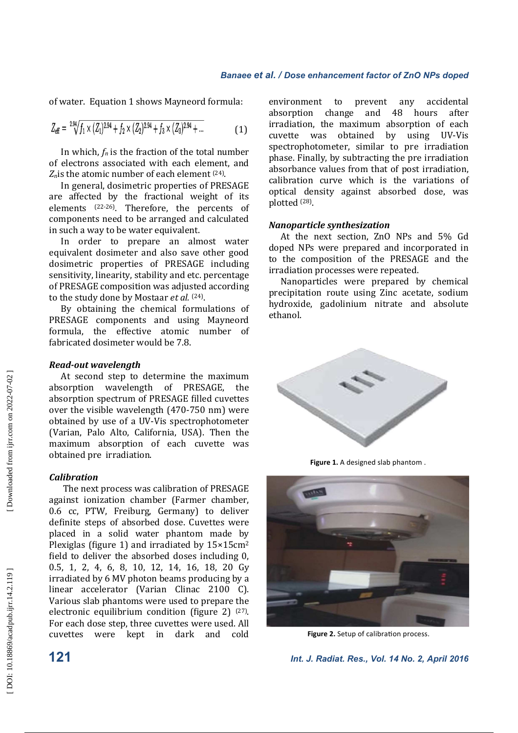of water. Equation 1 shows Mayneord formula:

$$Z_{eff} = \sqrt[2.94]{f_1 \times (Z_1)^{2.94} + f_2 \times (Z_2)^{2.94} + f_3 \times (Z_3)^{2.94} + ...} \quad (1)$$

In which, $f_n$ is the fraction of the total number of electrons associated with each element, and $Z_n$ is the atomic number of each element [24].

In general, dosimetric properties of PRESAGE are affected by the fractional weight of its elements [22-26]. Therefore, the percents of components need to be arranged and calculated in such a way to be water equivalent.

In order to prepare an almost water equivalent dosimeter and also save other good dosimetric properties of PRESAGE including sensitivity, linearity, stability and etc. percentage of PRESAGE composition was adjusted according to the study done by Mostaar *et al.* [24].

By obtaining the chemical formulations of PRESAGE components and using Mayneord formula, the effective atomic number of fabricated dosimeter would be 7.8.

### *Read-out wavelength*

At second step to determine the maximum absorption wavelength of PRESAGE, the absorption spectrum of PRESAGE filled cuvettes over the visible wavelength (470-750 nm) were obtained by use of a UV-Vis spectrophotometer (Varian, Palo Alto, California, USA). Then the maximum absorption of each cuvette was obtained pre irradiation.

### *Calibration*

The next process was calibration of PRESAGE against ionization chamber (Farmer chamber, 0.6 cc, PTW, Freiburg, Germany) to deliver definite steps of absorbed dose. Cuvettes were placed in a solid water phantom made by Plexiglas (figure 1) and irradiated by 15×15cm$^2$ field to deliver the absorbed doses including 0, 0.5, 1, 2, 4, 6, 8, 10, 12, 14, 16, 18, 20 Gy irradiated by 6 MV photon beams producing by a linear accelerator (Varian Clinac 2100 C). Various slab phantoms were used to prepare the electronic equilibrium condition (figure 2) [27]. For each dose step, three cuvettes were used. All cuvettes were kept in dark and cold environment to prevent any accidental absorption change and 48 hours after irradiation, the maximum absorption of each cuvette was obtained by using UV-Vis spectrophotometer, similar to pre irradiation phase. Finally, by subtracting the pre irradiation absorbance values from that of post irradiation, calibration curve which is the variations of optical density against absorbed dose, was plotted [28].

### *Nanoparticle synthesization*

At the next section, ZnO NPs and 5% Gd doped NPs were prepared and incorporated in to the composition of the PRESAGE and the irradiation processes were repeated.

Nanoparticles were prepared by chemical precipitation route using Zinc acetate, sodium hydroxide, gadolinium nitrate and absolute ethanol.

**Figure 1.** A designed slab phantom .

**Figure 2.** Setup of calibration process.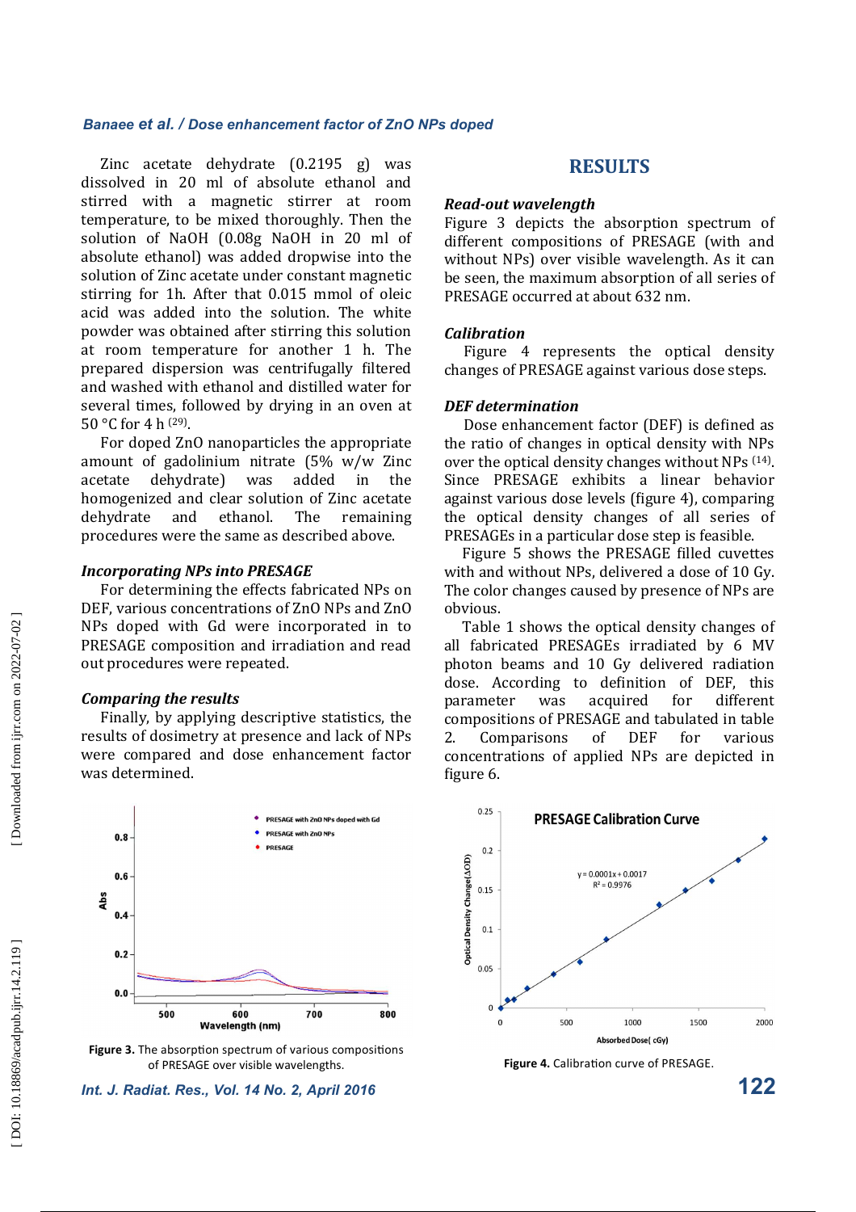Zinc acetate dehydrate (0.2195 g) was dissolved in 20 ml of absolute ethanol and stirred with a magnetic stirrer at room temperature, to be mixed thoroughly. Then the solution of NaOH (0.08g NaOH in 20 ml of absolute ethanol) was added dropwise into the solution of Zinc acetate under constant magnetic stirring for 1h. After that 0.015 mmol of oleic acid was added into the solution. The white powder was obtained after stirring this solution at room temperature for another 1 h. The prepared dispersion was centrifugally filtered and washed with ethanol and distilled water for several times, followed by drying in an oven at 50 °C for 4 h [29].

For doped ZnO nanoparticles the appropriate amount of gadolinium nitrate (5% w/w Zinc acetate dehydrate) was added in the homogenized and clear solution of Zinc acetate dehydrate and ethanol. The remaining procedures were the same as described above.

### *Incorporating NPs into PRESAGE*

For determining the effects fabricated NPs on DEF, various concentrations of ZnO NPs and ZnO NPs doped with Gd were incorporated in to PRESAGE composition and irradiation and read out procedures were repeated.

### *Comparing the results*

Finally, by applying descriptive statistics, the results of dosimetry at presence and lack of NPs were compared and dose enhancement factor was determined.

**Figure 3.** The absorption spectrum of various compositions of PRESAGE over visible wavelengths.

## RESULTS

### *Read-out wavelength*

Figure 3 depicts the absorption spectrum of different compositions of PRESAGE (with and without NPs) over visible wavelength. As it can be seen, the maximum absorption of all series of PRESAGE occurred at about 632 nm.

### *Calibration*

Figure 4 represents the optical density changes of PRESAGE against various dose steps.

### *DEF determination*

Dose enhancement factor (DEF) is defined as the ratio of changes in optical density with NPs over the optical density changes without NPs [14]. Since PRESAGE exhibits a linear behavior against various dose levels (figure 4), comparing the optical density changes of all series of PRESAGEs in a particular dose step is feasible.

Figure 5 shows the PRESAGE filled cuvettes with and without NPs, delivered a dose of 10 Gy. The color changes caused by presence of NPs are obvious.

Table 1 shows the optical density changes of all fabricated PRESAGEs irradiated by 6 MV photon beams and 10 Gy delivered radiation dose. According to definition of DEF, this parameter was acquired for different compositions of PRESAGE and tabulated in table 2. Comparisons of DEF for various concentrations of applied NPs are depicted in figure 6.

**Figure 4.** Calibration curve of PRESAGE.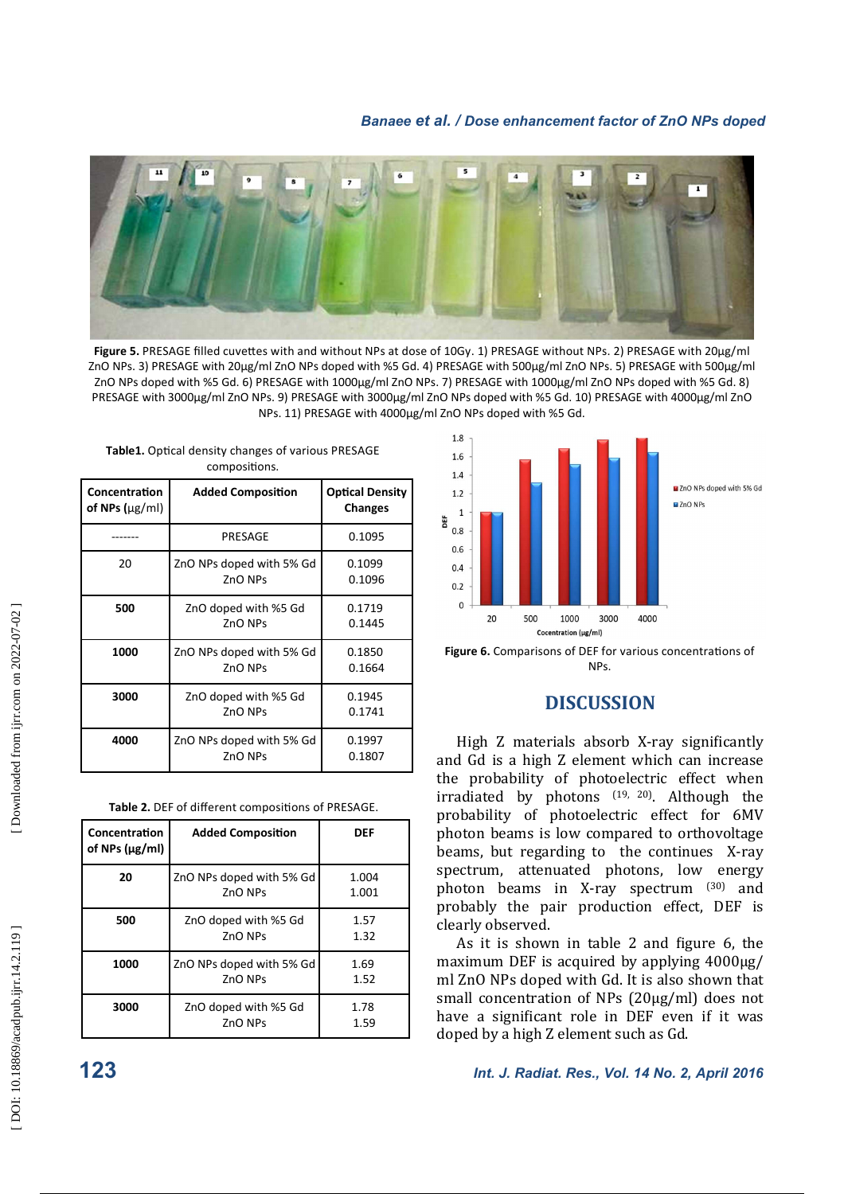**Figure 5.** PRESAGE filled cuvettes with and without NPs at dose of 10Gy. 1) PRESAGE without NPs. 2) PRESAGE with 20µg/ml ZnO NPs. 3) PRESAGE with 20µg/ml ZnO NPs doped with %5 Gd. 4) PRESAGE with 500µg/ml ZnO NPs. 5) PRESAGE with 500µg/ml ZnO NPs doped with %5 Gd. 6) PRESAGE with 1000µg/ml ZnO NPs. 7) PRESAGE with 1000µg/ml ZnO NPs doped with %5 Gd. 8) PRESAGE with 3000µg/ml ZnO NPs. 9) PRESAGE with 3000µg/ml ZnO NPs doped with %5 Gd. 10) PRESAGE with 4000µg/ml ZnO NPs. 11) PRESAGE with 4000µg/ml ZnO NPs doped with %5 Gd.

**Table1.** Optical density changes of various PRESAGE compositions.

| Concentration of NPs (µg/ml) | Added Composition | Optical Density Changes |
|---|---|---|
| ------- | PRESAGE | 0.1095 |
| 20 | ZnO NPs doped with 5% Gd<br>ZnO NPs | 0.1099<br>0.1096 |
| **500** | ZnO doped with %5 Gd<br>ZnO NPs | 0.1719<br>0.1445 |
| **1000** | ZnO NPs doped with 5% Gd<br>ZnO NPs | 0.1850<br>0.1664 |
| **3000** | ZnO doped with %5 Gd<br>ZnO NPs | 0.1945<br>0.1741 |
| **4000** | ZnO NPs doped with 5% Gd<br>ZnO NPs | 0.1997<br>0.1807 |

**Table 2.** DEF of different compositions of PRESAGE.

| Concentration of NPs (µg/ml) | Added Composition | DEF |
|---|---|---|
| **20** | ZnO NPs doped with 5% Gd<br>ZnO NPs | 1.004<br>1.001 |
| **500** | ZnO doped with %5 Gd<br>ZnO NPs | 1.57<br>1.32 |
| **1000** | ZnO NPs doped with 5% Gd<br>ZnO NPs | 1.69<br>1.52 |
| **3000** | ZnO doped with %5 Gd<br>ZnO NPs | 1.78<br>1.59 |

**Figure 6.** Comparisons of DEF for various concentrations of NPs.

## DISCUSSION

High Z materials absorb X-ray significantly and Gd is a high Z element which can increase the probability of photoelectric effect when irradiated by photons [19, 20]. Although the probability of photoelectric effect for 6MV photon beams is low compared to orthovoltage beams, but regarding to the continues X-ray spectrum, attenuated photons, low energy photon beams in X-ray spectrum [30] and probably the pair production effect, DEF is clearly observed.

As it is shown in table 2 and figure 6, the maximum DEF is acquired by applying 4000µg/ml ZnO NPs doped with Gd. It is also shown that small concentration of NPs (20µg/ml) does not have a significant role in DEF even if it was doped by a high Z element such as Gd.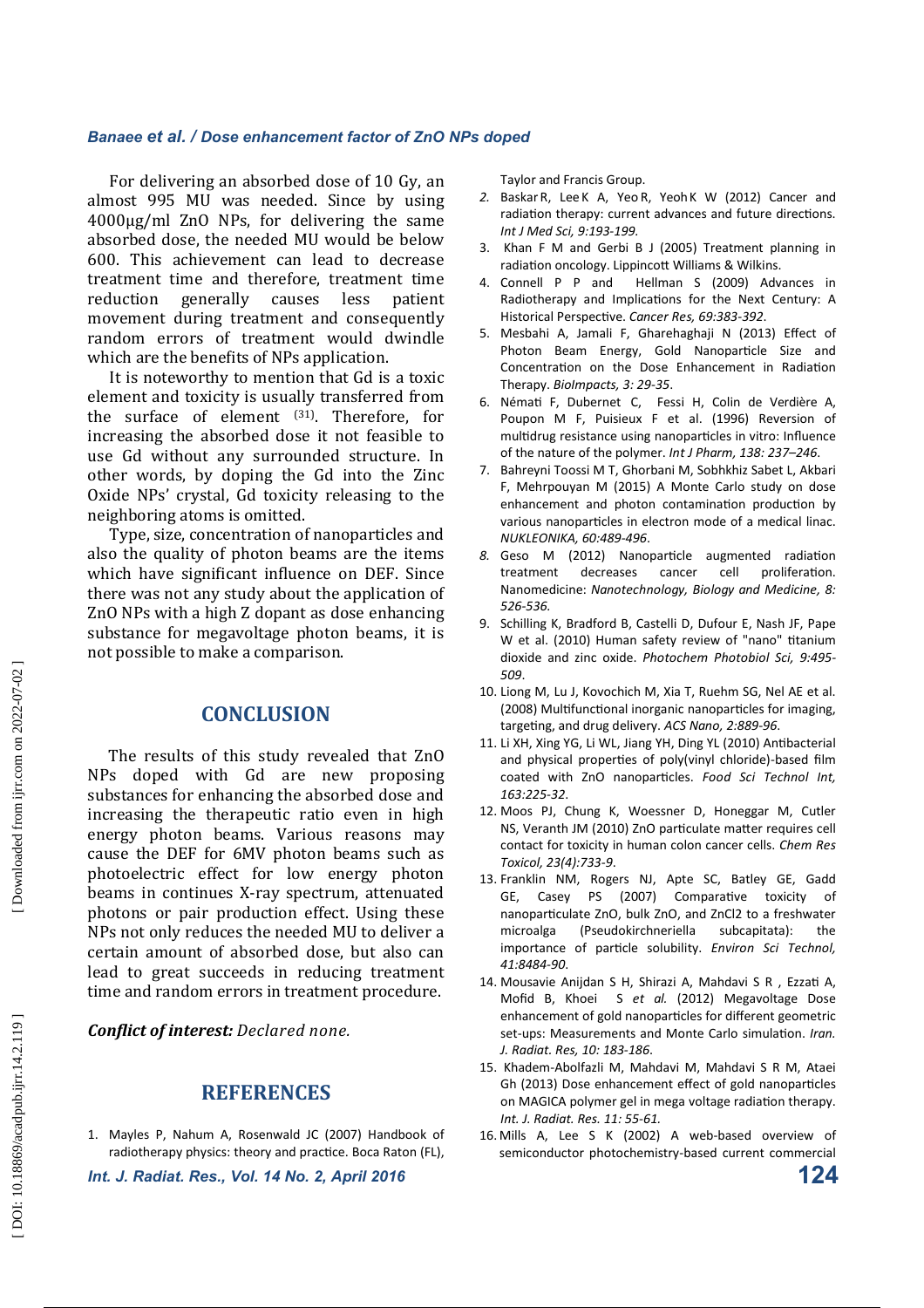For delivering an absorbed dose of 10 Gy, an almost 995 MU was needed. Since by using 4000μg/ml ZnO NPs, for delivering the same absorbed dose, the needed MU would be below 600. This achievement can lead to decrease treatment time and therefore, treatment time reduction generally causes less patient movement during treatment and consequently random errors of treatment would dwindle which are the benefits of NPs application.

It is noteworthy to mention that Gd is a toxic element and toxicity is usually transferred from the surface of element [31]. Therefore, for increasing the absorbed dose it not feasible to use Gd without any surrounded structure. In other words, by doping the Gd into the Zinc Oxide NPs' crystal, Gd toxicity releasing to the neighboring atoms is omitted.

Type, size, concentration of nanoparticles and also the quality of photon beams are the items which have significant influence on DEF. Since there was not any study about the application of ZnO NPs with a high Z dopant as dose enhancing substance for megavoltage photon beams, it is not possible to make a comparison.

## CONCLUSION

The results of this study revealed that ZnO NPs doped with Gd are new proposing substances for enhancing the absorbed dose and increasing the therapeutic ratio even in high energy photon beams. Various reasons may cause the DEF for 6MV photon beams such as photoelectric effect for low energy photon beams in continues X-ray spectrum, attenuated photons or pair production effect. Using these NPs not only reduces the needed MU to deliver a certain amount of absorbed dose, but also can lead to great succeeds in reducing treatment time and random errors in treatment procedure.

***Conflict of interest:*** *Declared none.*

## REFERENCES

1. Mayles P, Nahum A, Rosenwald JC (2007) Handbook of radiotherapy physics: theory and practice. Boca Raton (FL), Taylor and Francis Group.
2. Baskar R, Lee K A, Yeo R, Yeoh K W (2012) Cancer and radiation therapy: current advances and future directions. *Int J Med Sci, 9:193-199.*
3. Khan F M and Gerbi B J (2005) Treatment planning in radiation oncology. Lippincott Williams & Wilkins.
4. Connell P P and Hellman S (2009) Advances in Radiotherapy and Implications for the Next Century: A Historical Perspective. *Cancer Res, 69:383-392*.
5. Mesbahi A, Jamali F, Gharehaghaji N (2013) Effect of Photon Beam Energy, Gold Nanoparticle Size and Concentration on the Dose Enhancement in Radiation Therapy. *BioImpacts, 3: 29-35*.
6. Némati F, Dubernet C, Fessi H, Colin de Verdière A, Poupon M F, Puisieux F et al. (1996) Reversion of multidrug resistance using nanoparticles in vitro: Influence of the nature of the polymer. *Int J Pharm, 138: 237–246*.
7. Bahreyni Toossi M T, Ghorbani M, Sobhkhiz Sabet L, Akbari F, Mehrpouyan M (2015) A Monte Carlo study on dose enhancement and photon contamination production by various nanoparticles in electron mode of a medical linac. *NUKLEONIKA, 60:489-496*.
8. Geso M (2012) Nanoparticle augmented radiation treatment decreases cancer cell proliferation. Nanomedicine: *Nanotechnology, Biology and Medicine, 8: 526-536.*
9. Schilling K, Bradford B, Castelli D, Dufour E, Nash JF, Pape W et al. (2010) Human safety review of "nano" titanium dioxide and zinc oxide. *Photochem Photobiol Sci, 9:495-509*.
10. Liong M, Lu J, Kovochich M, Xia T, Ruehm SG, Nel AE et al. (2008) Multifunctional inorganic nanoparticles for imaging, targeting, and drug delivery. *ACS Nano, 2:889-96*.
11. Li XH, Xing YG, Li WL, Jiang YH, Ding YL (2010) Antibacterial and physical properties of poly(vinyl chloride)-based film coated with ZnO nanoparticles. *Food Sci Technol Int, 163:225-32*.
12. Moos PJ, Chung K, Woessner D, Honeggar M, Cutler NS, Veranth JM (2010) ZnO particulate matter requires cell contact for toxicity in human colon cancer cells. *Chem Res Toxicol, 23(4):733-9*.
13. Franklin NM, Rogers NJ, Apte SC, Batley GE, Gadd GE, Casey PS (2007) Comparative toxicity of nanoparticulate ZnO, bulk ZnO, and ZnCl2 to a freshwater microalga (Pseudokirchneriella subcapitata): the importance of particle solubility. *Environ Sci Technol, 41:8484-90*.
14. Mousavie Anijdan S H, Shirazi A, Mahdavi S R , Ezzati A, Mofid B, Khoei S *et al.* (2012) Megavoltage Dose enhancement of gold nanoparticles for different geometric set-ups: Measurements and Monte Carlo simulation. *Iran. J. Radiat. Res, 10: 183-186*.
15. Khadem-Abolfazli M, Mahdavi M, Mahdavi S R M, Ataei Gh (2013) Dose enhancement effect of gold nanoparticles on MAGICA polymer gel in mega voltage radiation therapy. *Int. J. Radiat. Res. 11: 55-61.*
16. Mills A, Lee S K (2002) A web-based overview of semiconductor photochemistry-based current commercial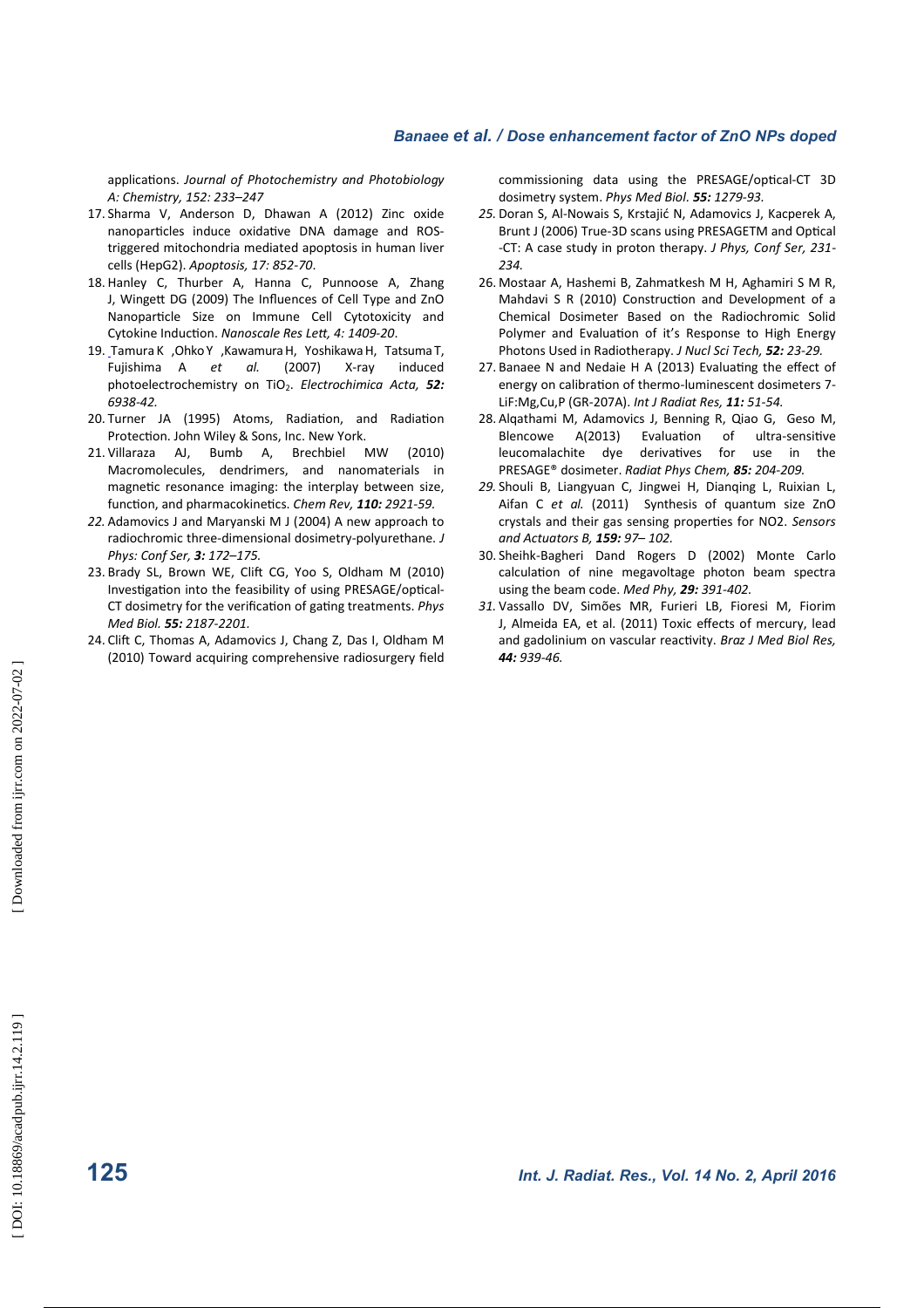applications. *Journal of Photochemistry and Photobiology A: Chemistry, 152: 233–247*

17. Sharma V, Anderson D, Dhawan A (2012) Zinc oxide nanoparticles induce oxidative DNA damage and ROS-triggered mitochondria mediated apoptosis in human liver cells (HepG2). *Apoptosis, 17: 852-70*.
18. Hanley C, Thurber A, Hanna C, Punnoose A, Zhang J, Wingett DG (2009) The Influences of Cell Type and ZnO Nanoparticle Size on Immune Cell Cytotoxicity and Cytokine Induction. *Nanoscale Res Lett, 4: 1409-20*.
19. Tamura K ,Ohko Y ,Kawamura H, Yoshikawa H, Tatsuma T, Fujishima A *et al.* (2007) X-ray induced photoelectrochemistry on $TiO_2$. *Electrochimica Acta, **52:** 6938-42.*
20. Turner JA (1995) Atoms, Radiation, and Radiation Protection. John Wiley & Sons, Inc. New York.
21. Villaraza AJ, Bumb A, Brechbiel MW (2010) Macromolecules, dendrimers, and nanomaterials in magnetic resonance imaging: the interplay between size, function, and pharmacokinetics. *Chem Rev, **110:** 2921-59.*
22. Adamovics J and Maryanski M J (2004) A new approach to radiochromic three-dimensional dosimetry-polyurethane. *J Phys: Conf Ser, **3:** 172–175.*
23. Brady SL, Brown WE, Clift CG, Yoo S, Oldham M (2010) Investigation into the feasibility of using PRESAGE/optical-CT dosimetry for the verification of gating treatments. *Phys Med Biol. **55:** 2187-2201.*
24. Clift C, Thomas A, Adamovics J, Chang Z, Das I, Oldham M (2010) Toward acquiring comprehensive radiosurgery field commissioning data using the PRESAGE/optical-CT 3D dosimetry system. *Phys Med Biol. **55:** 1279-93.*
25. Doran S, Al-Nowais S, Krstajić N, Adamovics J, Kacperek A, Brunt J (2006) True-3D scans using PRESAGETM and Optical -CT: A case study in proton therapy. *J Phys, Conf Ser, 231-234.*
26. Mostaar A, Hashemi B, Zahmatkesh M H, Aghamiri S M R, Mahdavi S R (2010) Construction and Development of a Chemical Dosimeter Based on the Radiochromic Solid Polymer and Evaluation of it's Response to High Energy Photons Used in Radiotherapy. *J Nucl Sci Tech, **52:** 23-29.*
27. Banaee N and Nedaie H A (2013) Evaluating the effect of energy on calibration of thermo-luminescent dosimeters 7-LiF:Mg,Cu,P (GR-207A). *Int J Radiat Res, **11:** 51-54.*
28. Alqathami M, Adamovics J, Benning R, Qiao G, Geso M, Blencowe A(2013) Evaluation of ultra-sensitive leucomalachite dye derivatives for use in the PRESAGE® dosimeter. *Radiat Phys Chem, **85:** 204-209.*
29. Shouli B, Liangyuan C, Jingwei H, Dianqing L, Ruixian L, Aifan C *et al.* (2011) Synthesis of quantum size ZnO crystals and their gas sensing properties for NO2. *Sensors and Actuators B, **159:** 97– 102.*
30. Sheihk-Bagheri Dand Rogers D (2002) Monte Carlo calculation of nine megavoltage photon beam spectra using the beam code. *Med Phy, **29:** 391-402.*
31. Vassallo DV, Simões MR, Furieri LB, Fioresi M, Fiorim J, Almeida EA, et al. (2011) Toxic effects of mercury, lead and gadolinium on vascular reactivity. *Braz J Med Biol Res, **44:** 939-46.*